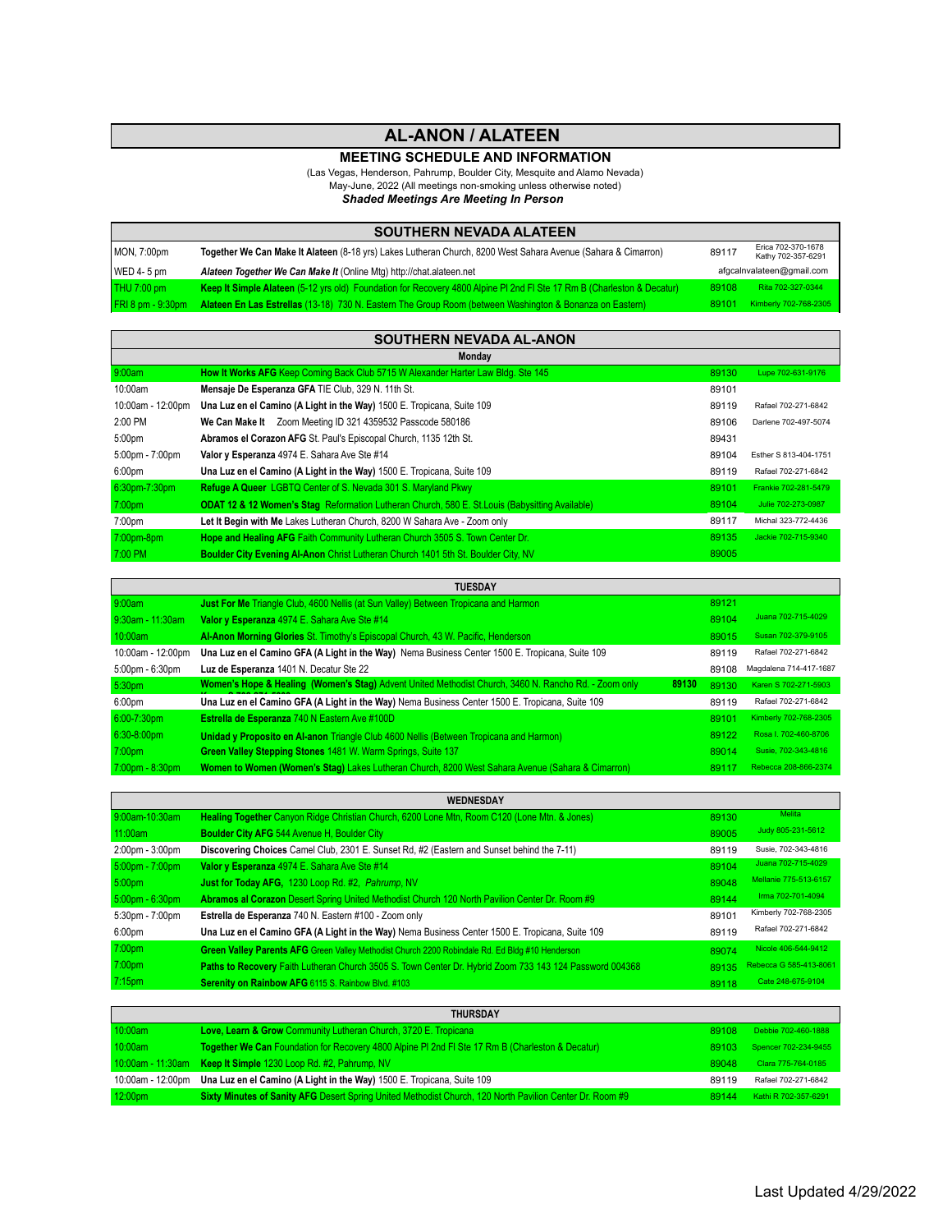# AL-ANON / ALATEEN

## MEETING SCHEDULE AND INFORMATION

(Las Vegas, Henderson, Pahrump, Boulder City, Mesquite and Alamo Nevada)
May-June, 2022 (All meetings non-smoking unless otherwise noted)
***Shaded Meetings Are Meeting In Person***

## SOUTHERN NEVADA ALATEEN

| Time | Meeting | Zip | Contact |
|---|---|---|---|
| MON, 7:00pm | **Together We Can Make It Alateen** (8-18 yrs) Lakes Lutheran Church, 8200 West Sahara Avenue (Sahara & Cimarron) | 89117 | Erica 702-370-1678 Kathy 702-357-6291 |
| WED 4- 5 pm | ***Alateen Together We Can Make It*** (Online Mtg) http://chat.alateen.net | afgcalnvalateen@gmail.com | |
| THU 7:00 pm | **Keep It Simple Alateen** (5-12 yrs old) Foundation for Recovery 4800 Alpine Pl 2nd Fl Ste 17 Rm B (Charleston & Decatur) | 89108 | Rita 702-327-0344 |
| FRI 8 pm - 9:30pm | **Alateen En Las Estrellas** (13-18) 730 N. Eastern The Group Room (between Washington & Bonanza on Eastern) | 89101 | Kimberly 702-768-2305 |

## SOUTHERN NEVADA AL-ANON

### Monday

| Time | Meeting | Zip | Contact |
|---|---|---|---|
| 9:00am | **How It Works AFG** Keep Coming Back Club 5715 W Alexander Harter Law Bldg. Ste 145 | 89130 | Lupe 702-631-9176 |
| 10:00am | **Mensaje De Esperanza GFA** TIE Club, 329 N. 11th St. | 89101 | |
| 10:00am - 12:00pm | **Una Luz en el Camino (A Light in the Way)** 1500 E. Tropicana, Suite 109 | 89119 | Rafael 702-271-6842 |
| 2:00 PM | **We Can Make It** Zoom Meeting ID 321 4359532 Passcode 580186 | 89106 | Darlene 702-497-5074 |
| 5:00pm | **Abramos el Corazon AFG** St. Paul's Episcopal Church, 1135 12th St. | 89431 | |
| 5:00pm - 7:00pm | **Valor y Esperanza** 4974 E. Sahara Ave Ste #14 | 89104 | Esther S 813-404-1751 |
| 6:00pm | **Una Luz en el Camino (A Light in the Way)** 1500 E. Tropicana, Suite 109 | 89119 | Rafael 702-271-6842 |
| 6:30pm-7:30pm | **Refuge A Queer** LGBTQ Center of S. Nevada 301 S. Maryland Pkwy | 89101 | Frankie 702-281-5479 |
| 7:00pm | **ODAT 12 & 12 Women's Stag** Reformation Lutheran Church, 580 E. St.Louis (Babysitting Available) | 89104 | Julie 702-273-0987 |
| 7:00pm | **Let It Begin with Me** Lakes Lutheran Church, 8200 W Sahara Ave - Zoom only | 89117 | Michal 323-772-4436 |
| 7:00pm-8pm | **Hope and Healing AFG** Faith Community Lutheran Church 3505 S. Town Center Dr. | 89135 | Jackie 702-715-9340 |
| 7:00 PM | **Boulder City Evening Al-Anon** Christ Lutheran Church 1401 5th St. Boulder City, NV | 89005 | |

### TUESDAY

| Time | Meeting | Zip | Contact |
|---|---|---|---|
| 9:00am | **Just For Me** Triangle Club, 4600 Nellis (at Sun Valley) Between Tropicana and Harmon | 89121 | |
| 9:30am - 11:30am | **Valor y Esperanza** 4974 E. Sahara Ave Ste #14 | 89104 | Juana 702-715-4029 |
| 10:00am | **Al-Anon Morning Glories** St. Timothy's Episcopal Church, 43 W. Pacific, Henderson | 89015 | Susan 702-379-9105 |
| 10:00am - 12:00pm | **Una Luz en el Camino GFA (A Light in the Way)** Nema Business Center 1500 E. Tropicana, Suite 109 | 89119 | Rafael 702-271-6842 |
| 5:00pm - 6:30pm | **Luz de Esperanza** 1401 N. Decatur Ste 22 | 89108 | Magdalena 714-417-1687 |
| 5:30pm | **Women's Hope & Healing (Women's Stag)** Advent United Methodist Church, 3460 N. Rancho Rd. - Zoom only 89130 | 89130 | Karen S 702-271-5903 |
| 6:00pm | **Una Luz en el Camino GFA (A Light in the Way)** Nema Business Center 1500 E. Tropicana, Suite 109 | 89119 | Rafael 702-271-6842 |
| 6:00-7:30pm | **Estrella de Esperanza** 740 N Eastern Ave #100D | 89101 | Kimberly 702-768-2305 |
| 6:30-8:00pm | **Unidad y Proposito en Al-anon** Triangle Club 4600 Nellis (Between Tropicana and Harmon) | 89122 | Rosa I. 702-460-8706 |
| 7:00pm | **Green Valley Stepping Stones** 1481 W. Warm Springs, Suite 137 | 89014 | Susie, 702-343-4816 |
| 7:00pm - 8:30pm | **Women to Women (Women's Stag)** Lakes Lutheran Church, 8200 West Sahara Avenue (Sahara & Cimarron) | 89117 | Rebecca 208-866-2374 |

### WEDNESDAY

| Time | Meeting | Zip | Contact |
|---|---|---|---|
| 9:00am-10:30am | **Healing Together** Canyon Ridge Christian Church, 6200 Lone Mtn, Room C120 (Lone Mtn. & Jones) | 89130 | Melita |
| 11:00am | **Boulder City AFG** 544 Avenue H, Boulder City | 89005 | Judy 805-231-5612 |
| 2:00pm - 3:00pm | **Discovering Choices** Camel Club, 2301 E. Sunset Rd, #2 (Eastern and Sunset behind the 7-11) | 89119 | Susie, 702-343-4816 |
| 5:00pm - 7:00pm | **Valor y Esperanza** 4974 E. Sahara Ave Ste #14 | 89104 | Juana 702-715-4029 |
| 5:00pm | **Just for Today AFG**, 1230 Loop Rd. #2, *Pahrump*, NV | 89048 | Mellanie 775-513-6157 |
| 5:00pm - 6:30pm | **Abramos al Corazon** Desert Spring United Methodist Church 120 North Pavilion Center Dr. Room #9 | 89144 | Irma 702-701-4094 |
| 5:30pm - 7:00pm | **Estrella de Esperanza** 740 N. Eastern #100 - Zoom only | 89101 | Kimberly 702-768-2305 |
| 6:00pm | **Una Luz en el Camino GFA (A Light in the Way)** Nema Business Center 1500 E. Tropicana, Suite 109 | 89119 | Rafael 702-271-6842 |
| 7:00pm | **Green Valley Parents AFG** Green Valley Methodist Church 2200 Robindale Rd. Ed Bldg #10 Henderson | 89074 | Nicole 406-544-9412 |
| 7:00pm | **Paths to Recovery** Faith Lutheran Church 3505 S. Town Center Dr. Hybrid Zoom 733 143 124 Password 004368 | 89135 | Rebecca G 585-413-8061 |
| 7:15pm | **Serenity on Rainbow AFG** 6115 S. Rainbow Blvd. #103 | 89118 | Cate 248-675-9104 |

### THURSDAY

| Time | Meeting | Zip | Contact |
|---|---|---|---|
| 10:00am | **Love, Learn & Grow** Community Lutheran Church, 3720 E. Tropicana | 89108 | Debbie 702-460-1888 |
| 10:00am | **Together We Can** Foundation for Recovery 4800 Alpine Pl 2nd Fl Ste 17 Rm B (Charleston & Decatur) | 89103 | Spencer 702-234-9455 |
| 10:00am - 11:30am | **Keep It Simple** 1230 Loop Rd. #2, Pahrump, NV | 89048 | Clara 775-764-0185 |
| 10:00am - 12:00pm | **Una Luz en el Camino (A Light in the Way)** 1500 E. Tropicana, Suite 109 | 89119 | Rafael 702-271-6842 |
| 12:00pm | **Sixty Minutes of Sanity AFG** Desert Spring United Methodist Church, 120 North Pavilion Center Dr. Room #9 | 89144 | Kathi R 702-357-6291 |

Last Updated 4/29/2022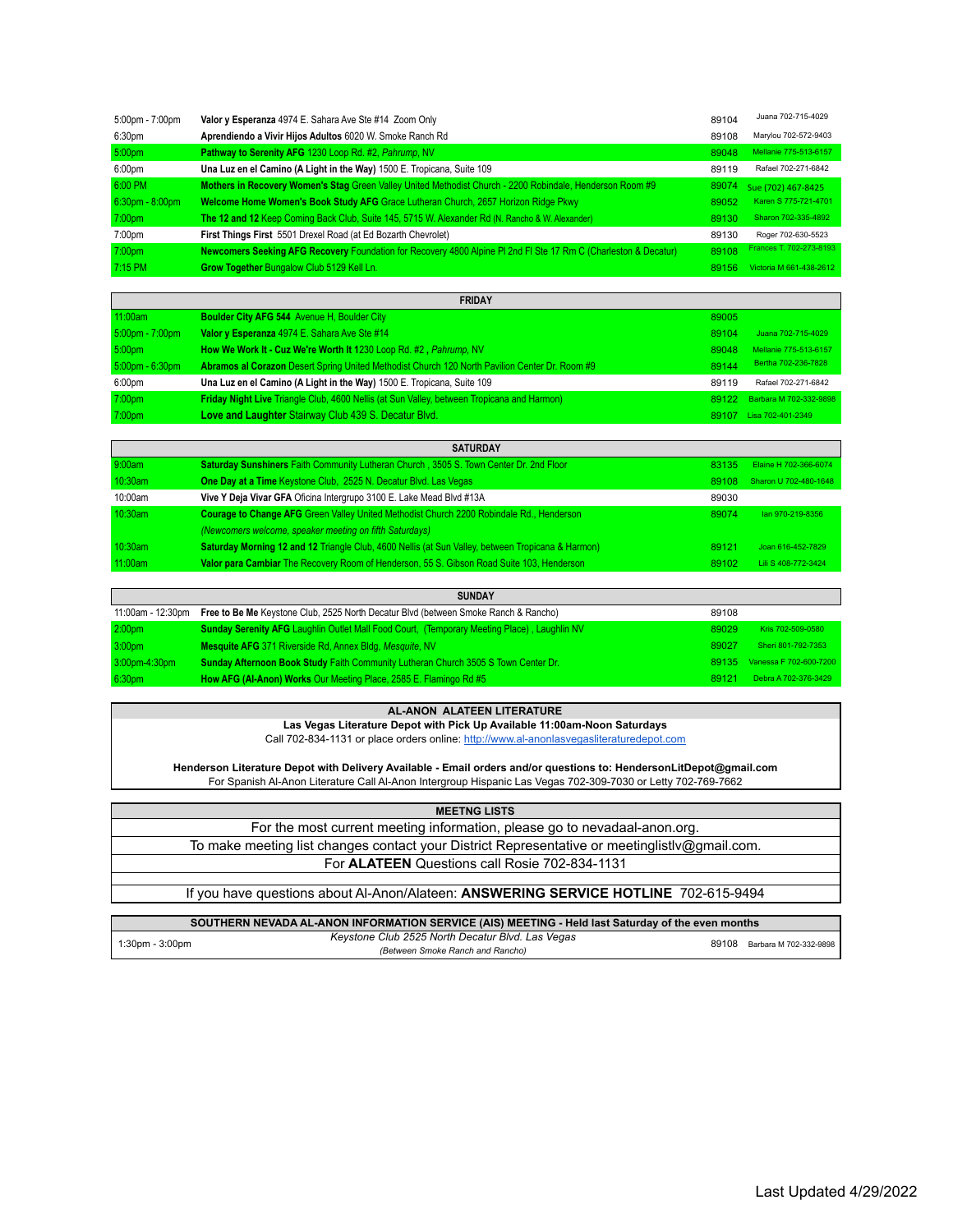| | | | |
|---|---|---|---|
| 5:00pm - 7:00pm | **Valor y Esperanza** 4974 E. Sahara Ave Ste #14 Zoom Only | 89104 | Juana 702-715-4029 |
| 6:30pm | **Aprendiendo a Vivir Hijos Adultos** 6020 W. Smoke Ranch Rd | 89108 | Marylou 702-572-9403 |
| 5:00pm | **Pathway to Serenity AFG** 1230 Loop Rd. #2, *Pahrump*, NV | 89048 | Mellanie 775-513-6157 |
| 6:00pm | **Una Luz en el Camino (A Light in the Way)** 1500 E. Tropicana, Suite 109 | 89119 | Rafael 702-271-6842 |
| 6:00 PM | **Mothers in Recovery Women's Stag** Green Valley United Methodist Church - 2200 Robindale, Henderson Room #9 | 89074 | Sue (702) 467-8425 |
| 6:30pm - 8:00pm | **Welcome Home Women's Book Study AFG** Grace Lutheran Church, 2657 Horizon Ridge Pkwy | 89052 | Karen S 775-721-4701 |
| 7:00pm | **The 12 and 12** Keep Coming Back Club, Suite 145, 5715 W. Alexander Rd (N. Rancho & W. Alexander) | 89130 | Sharon 702-335-4892 |
| 7:00pm | **First Things First** 5501 Drexel Road (at Ed Bozarth Chevrolet) | 89130 | Roger 702-630-5523 |
| 7:00pm | **Newcomers Seeking AFG Recovery** Foundation for Recovery 4800 Alpine Pl 2nd Fl Ste 17 Rm C (Charleston & Decatur) | 89108 | Frances T. 702-273-8193 |
| 7:15 PM | **Grow Together** Bungalow Club 5129 Kell Ln. | 89156 | Victoria M 661-438-2612 |

| FRIDAY | | | |
|---|---|---|---|
| 11:00am | **Boulder City AFG 544** Avenue H, Boulder City | 89005 | |
| 5:00pm - 7:00pm | **Valor y Esperanza** 4974 E. Sahara Ave Ste #14 | 89104 | Juana 702-715-4029 |
| 5:00pm | **How We Work It - Cuz We're Worth It** 1230 Loop Rd. #2 , *Pahrump*, NV | 89048 | Mellanie 775-513-6157 |
| 5:00pm - 6:30pm | **Abramos al Corazon** Desert Spring United Methodist Church 120 North Pavilion Center Dr. Room #9 | 89144 | Bertha 702-236-7828 |
| 6:00pm | **Una Luz en el Camino (A Light in the Way)** 1500 E. Tropicana, Suite 109 | 89119 | Rafael 702-271-6842 |
| 7:00pm | **Friday Night Live** Triangle Club, 4600 Nellis (at Sun Valley, between Tropicana and Harmon) | 89122 | Barbara M 702-332-9898 |
| 7:00pm | **Love and Laughter** Stairway Club 439 S. Decatur Blvd. | 89107 | Lisa 702-401-2349 |

| SATURDAY | | | |
|---|---|---|---|
| 9:00am | **Saturday Sunshiners** Faith Community Lutheran Church , 3505 S. Town Center Dr. 2nd Floor | 83135 | Elaine H 702-366-6074 |
| 10:30am | **One Day at a Time** Keystone Club, 2525 N. Decatur Blvd. Las Vegas | 89108 | Sharon U 702-480-1648 |
| 10:00am | **Vive Y Deja Vivar GFA** Oficina Intergrupo 3100 E. Lake Mead Blvd #13A | 89030 | |
| 10:30am | **Courage to Change AFG** Green Valley United Methodist Church 2200 Robindale Rd., Henderson | 89074 | Ian 970-219-8356 |
| | *(Newcomers welcome, speaker meeting on fifth Saturdays)* | | |
| 10:30am | **Saturday Morning 12 and 12** Triangle Club, 4600 Nellis (at Sun Valley, between Tropicana & Harmon) | 89121 | Joan 616-452-7829 |
| 11:00am | **Valor para Cambiar** The Recovery Room of Henderson, 55 S. Gibson Road Suite 103, Henderson | 89102 | Lili S 408-772-3424 |

| SUNDAY | | | |
|---|---|---|---|
| 11:00am - 12:30pm | **Free to Be Me** Keystone Club, 2525 North Decatur Blvd (between Smoke Ranch & Rancho) | 89108 | |
| 2:00pm | **Sunday Serenity AFG** Laughlin Outlet Mall Food Court, (Temporary Meeting Place) , Laughlin NV | 89029 | Kris 702-509-0580 |
| 3:00pm | **Mesquite AFG** 371 Riverside Rd, Annex Bldg, *Mesquite*, NV | 89027 | Sheri 801-792-7353 |
| 3:00pm-4:30pm | **Sunday Afternoon Book Study** Faith Community Lutheran Church 3505 S Town Center Dr. | 89135 | Vanessa F 702-600-7200 |
| 6:30pm | **How AFG (Al-Anon) Works** Our Meeting Place, 2585 E. Flamingo Rd #5 | 89121 | Debra A 702-376-3429 |

## AL-ANON ALATEEN LITERATURE

**Las Vegas Literature Depot with Pick Up Available 11:00am-Noon Saturdays**
Call 702-834-1131 or place orders online: http://www.al-anonlasvegasliteraturedepot.com

**Henderson Literature Depot with Delivery Available - Email orders and/or questions to: HendersonLitDepot@gmail.com**
For Spanish Al-Anon Literature Call Al-Anon Intergroup Hispanic Las Vegas 702-309-7030 or Letty 702-769-7662

## MEETNG LISTS

For the most current meeting information, please go to nevadaal-anon.org.

To make meeting list changes contact your District Representative or meetinglistlv@gmail.com.

For **ALATEEN** Questions call Rosie 702-834-1131

If you have questions about Al-Anon/Alateen: **ANSWERING SERVICE HOTLINE** 702-615-9494

| SOUTHERN NEVADA AL-ANON INFORMATION SERVICE (AIS) MEETING - Held last Saturday of the even months | | | |
|---|---|---|---|
| 1:30pm - 3:00pm | *Keystone Club 2525 North Decatur Blvd. Las Vegas (Between Smoke Ranch and Rancho)* | 89108 | Barbara M 702-332-9898 |

Last Updated 4/29/2022